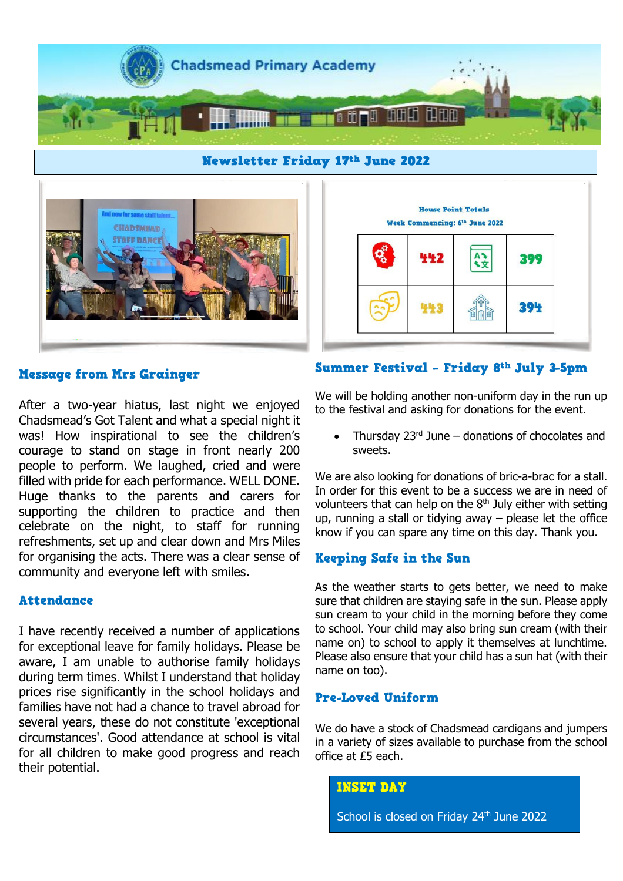# Chadsmead Primary Academy

## Newsletter Friday 17th June 2022

**House Point Totals**

**Week Commencing: 6th June 2022**

| | | | |
|---|---|---|---|
| | 442 | | 399 |
| | 443 | | 394 |

### Message from Mrs Grainger

After a two-year hiatus, last night we enjoyed Chadsmead's Got Talent and what a special night it was! How inspirational to see the children's courage to stand on stage in front nearly 200 people to perform. We laughed, cried and were filled with pride for each performance. WELL DONE. Huge thanks to the parents and carers for supporting the children to practice and then celebrate on the night, to staff for running refreshments, set up and clear down and Mrs Miles for organising the acts. There was a clear sense of community and everyone left with smiles.

### Attendance

I have recently received a number of applications for exceptional leave for family holidays. Please be aware, I am unable to authorise family holidays during term times. Whilst I understand that holiday prices rise significantly in the school holidays and families have not had a chance to travel abroad for several years, these do not constitute 'exceptional circumstances'. Good attendance at school is vital for all children to make good progress and reach their potential.

### Summer Festival – Friday 8th July 3-5pm

We will be holding another non-uniform day in the run up to the festival and asking for donations for the event.

- Thursday 23rd June – donations of chocolates and sweets.

We are also looking for donations of bric-a-brac for a stall. In order for this event to be a success we are in need of volunteers that can help on the 8th July either with setting up, running a stall or tidying away – please let the office know if you can spare any time on this day. Thank you.

### Keeping Safe in the Sun

As the weather starts to gets better, we need to make sure that children are staying safe in the sun. Please apply sun cream to your child in the morning before they come to school. Your child may also bring sun cream (with their name on) to school to apply it themselves at lunchtime. Please also ensure that your child has a sun hat (with their name on too).

### Pre-Loved Uniform

We do have a stock of Chadsmead cardigans and jumpers in a variety of sizes available to purchase from the school office at £5 each.

### INSET DAY

School is closed on Friday 24th June 2022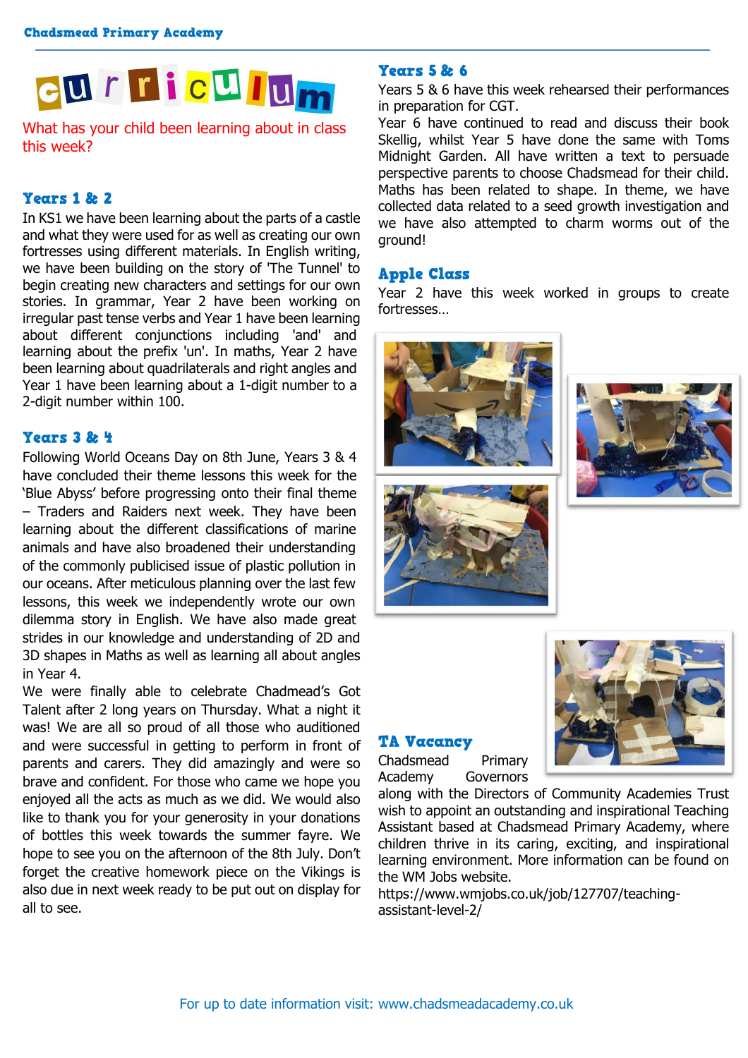# Curriculum

What has your child been learning about in class this week?

## Years 1 & 2

In KS1 we have been learning about the parts of a castle and what they were used for as well as creating our own fortresses using different materials. In English writing, we have been building on the story of 'The Tunnel' to begin creating new characters and settings for our own stories. In grammar, Year 2 have been working on irregular past tense verbs and Year 1 have been learning about different conjunctions including 'and' and learning about the prefix 'un'. In maths, Year 2 have been learning about quadrilaterals and right angles and Year 1 have been learning about a 1-digit number to a 2-digit number within 100.

## Years 3 & 4

Following World Oceans Day on 8th June, Years 3 & 4 have concluded their theme lessons this week for the 'Blue Abyss' before progressing onto their final theme – Traders and Raiders next week. They have been learning about the different classifications of marine animals and have also broadened their understanding of the commonly publicised issue of plastic pollution in our oceans. After meticulous planning over the last few lessons, this week we independently wrote our own dilemma story in English. We have also made great strides in our knowledge and understanding of 2D and 3D shapes in Maths as well as learning all about angles in Year 4.

We were finally able to celebrate Chadmead's Got Talent after 2 long years on Thursday. What a night it was! We are all so proud of all those who auditioned and were successful in getting to perform in front of parents and carers. They did amazingly and were so brave and confident. For those who came we hope you enjoyed all the acts as much as we did. We would also like to thank you for your generosity in your donations of bottles this week towards the summer fayre. We hope to see you on the afternoon of the 8th July. Don't forget the creative homework piece on the Vikings is also due in next week ready to be put out on display for all to see.

## Years 5 & 6

Years 5 & 6 have this week rehearsed their performances in preparation for CGT.

Year 6 have continued to read and discuss their book Skellig, whilst Year 5 have done the same with Toms Midnight Garden. All have written a text to persuade perspective parents to choose Chadsmead for their child. Maths has been related to shape. In theme, we have collected data related to a seed growth investigation and we have also attempted to charm worms out of the ground!

## Apple Class

Year 2 have this week worked in groups to create fortresses…

## TA Vacancy

Chadsmead Primary Academy Governors along with the Directors of Community Academies Trust wish to appoint an outstanding and inspirational Teaching Assistant based at Chadsmead Primary Academy, where children thrive in its caring, exciting, and inspirational learning environment. More information can be found on the WM Jobs website.

https://www.wmjobs.co.uk/job/127707/teaching-assistant-level-2/

For up to date information visit: www.chadsmeadacademy.co.uk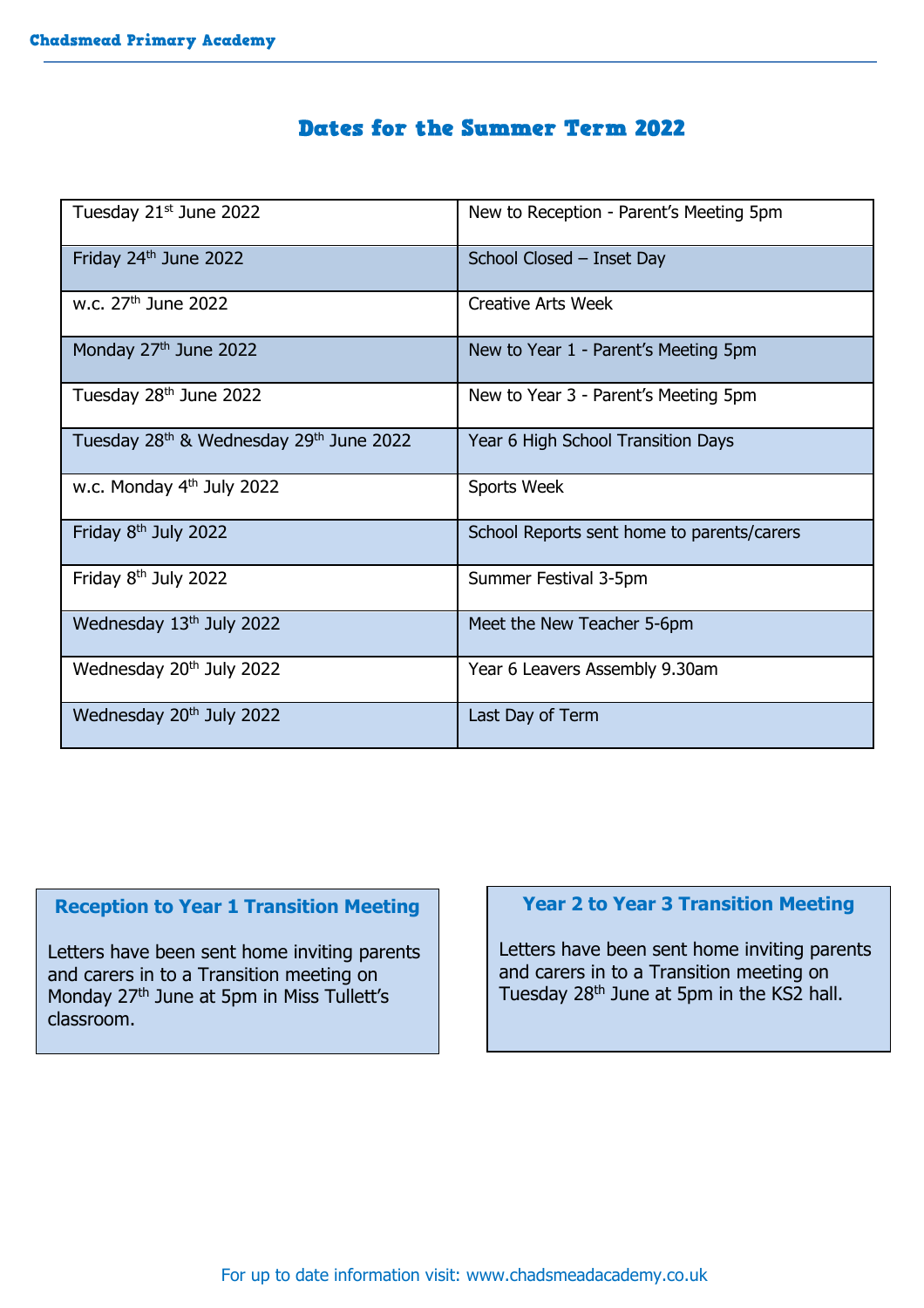# Dates for the Summer Term 2022

| | |
|---|---|
| Tuesday 21st June 2022 | New to Reception - Parent's Meeting 5pm |
| Friday 24th June 2022 | School Closed – Inset Day |
| w.c. 27th June 2022 | Creative Arts Week |
| Monday 27th June 2022 | New to Year 1 - Parent's Meeting 5pm |
| Tuesday 28th June 2022 | New to Year 3 - Parent's Meeting 5pm |
| Tuesday 28th & Wednesday 29th June 2022 | Year 6 High School Transition Days |
| w.c. Monday 4th July 2022 | Sports Week |
| Friday 8th July 2022 | School Reports sent home to parents/carers |
| Friday 8th July 2022 | Summer Festival 3-5pm |
| Wednesday 13th July 2022 | Meet the New Teacher 5-6pm |
| Wednesday 20th July 2022 | Year 6 Leavers Assembly 9.30am |
| Wednesday 20th July 2022 | Last Day of Term |

### Reception to Year 1 Transition Meeting

Letters have been sent home inviting parents and carers in to a Transition meeting on Monday 27th June at 5pm in Miss Tullett's classroom.

### Year 2 to Year 3 Transition Meeting

Letters have been sent home inviting parents and carers in to a Transition meeting on Tuesday 28th June at 5pm in the KS2 hall.

For up to date information visit: www.chadsmeadacademy.co.uk